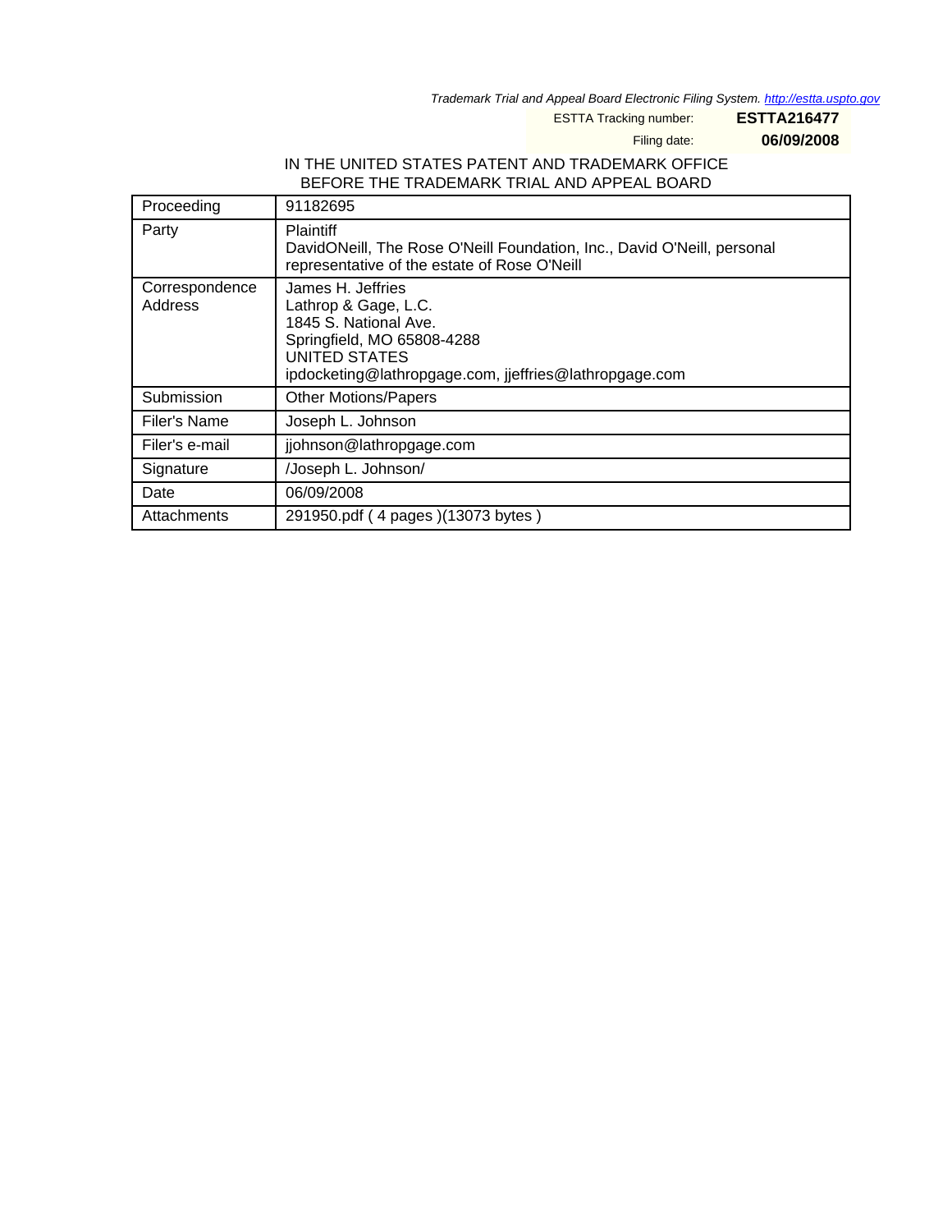Trademark Trial and Appeal Board Electronic Filing System. http://estta.uspto.gov

ESTTA Tracking number: **ESTTA216477**

Filing date: **06/09/2008**

IN THE UNITED STATES PATENT AND TRADEMARK OFFICE
BEFORE THE TRADEMARK TRIAL AND APPEAL BOARD

| | |
|---|---|
| Proceeding | 91182695 |
| Party | Plaintiff<br>DavidONeill, The Rose O'Neill Foundation, Inc., David O'Neill, personal representative of the estate of Rose O'Neill |
| Correspondence Address | James H. Jeffries<br>Lathrop & Gage, L.C.<br>1845 S. National Ave.<br>Springfield, MO 65808-4288<br>UNITED STATES<br>ipdocketing@lathropgage.com, jjeffries@lathropgage.com |
| Submission | Other Motions/Papers |
| Filer's Name | Joseph L. Johnson |
| Filer's e-mail | jjohnson@lathropgage.com |
| Signature | /Joseph L. Johnson/ |
| Date | 06/09/2008 |
| Attachments | 291950.pdf ( 4 pages )(13073 bytes ) |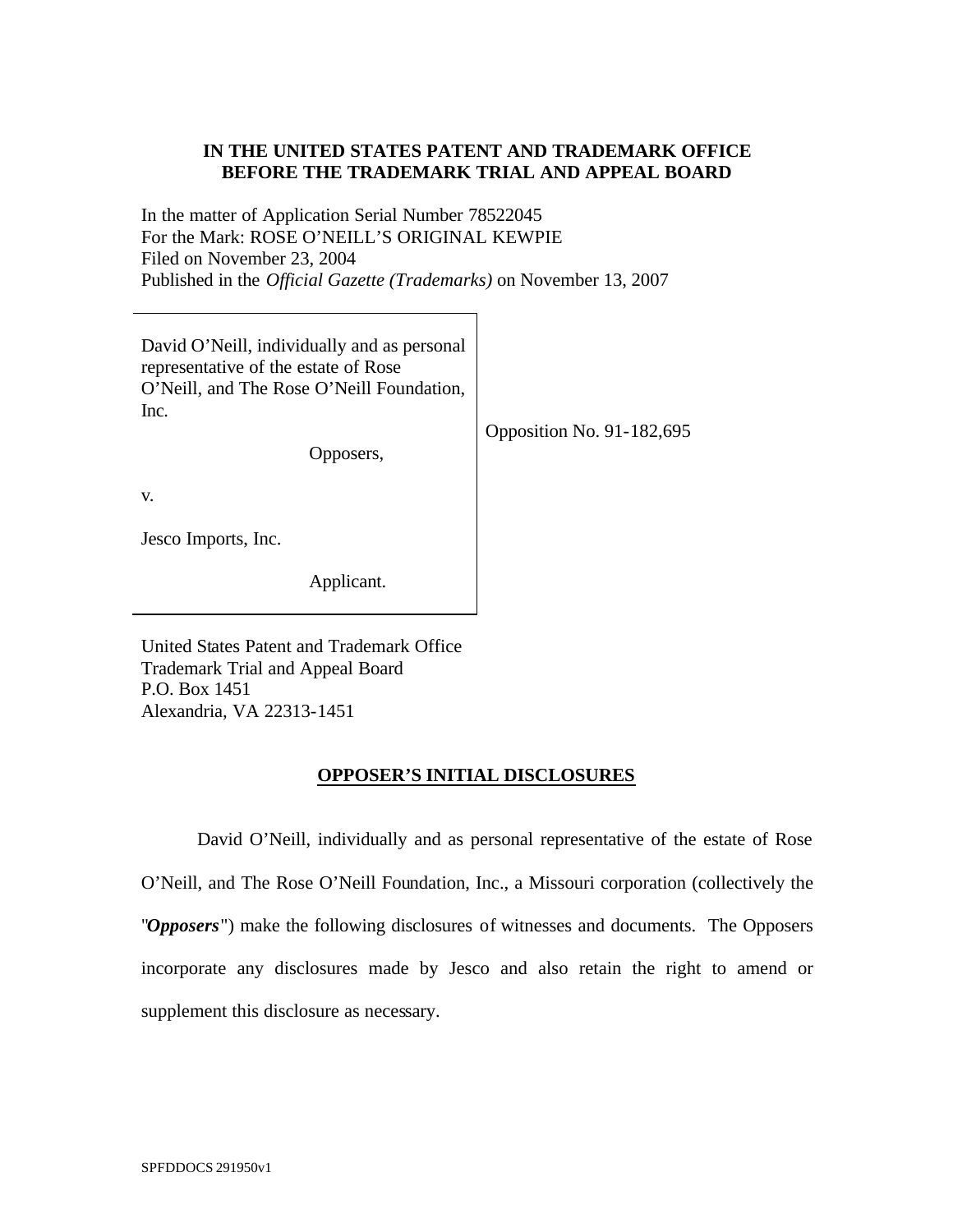**IN THE UNITED STATES PATENT AND TRADEMARK OFFICE**
**BEFORE THE TRADEMARK TRIAL AND APPEAL BOARD**

In the matter of Application Serial Number 78522045
For the Mark: ROSE O'NEILL'S ORIGINAL KEWPIE
Filed on November 23, 2004
Published in the *Official Gazette (Trademarks)* on November 13, 2007

| | |
|---|---|
| David O'Neill, individually and as personal representative of the estate of Rose O'Neill, and The Rose O'Neill Foundation, Inc.<br><br>Opposers,<br><br>v.<br><br>Jesco Imports, Inc.<br><br>Applicant. | Opposition No. 91-182,695 |

United States Patent and Trademark Office
Trademark Trial and Appeal Board
P.O. Box 1451
Alexandria, VA 22313-1451

## OPPOSER'S INITIAL DISCLOSURES

David O'Neill, individually and as personal representative of the estate of Rose O'Neill, and The Rose O'Neill Foundation, Inc., a Missouri corporation (collectively the "***Opposers***") make the following disclosures of witnesses and documents. The Opposers incorporate any disclosures made by Jesco and also retain the right to amend or supplement this disclosure as necessary.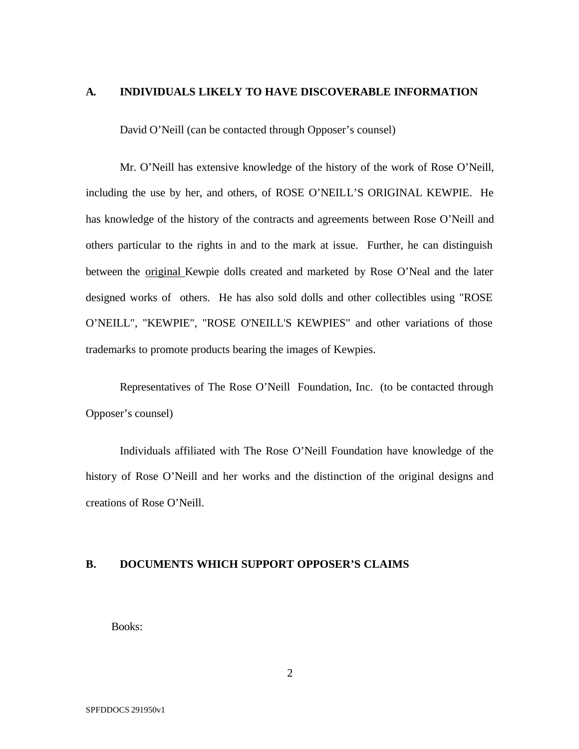## A. INDIVIDUALS LIKELY TO HAVE DISCOVERABLE INFORMATION

David O'Neill (can be contacted through Opposer's counsel)

Mr. O'Neill has extensive knowledge of the history of the work of Rose O'Neill, including the use by her, and others, of ROSE O'NEILL'S ORIGINAL KEWPIE. He has knowledge of the history of the contracts and agreements between Rose O'Neill and others particular to the rights in and to the mark at issue. Further, he can distinguish between the <u>original</u> Kewpie dolls created and marketed by Rose O'Neal and the later designed works of others. He has also sold dolls and other collectibles using "ROSE O'NEILL", "KEWPIE", "ROSE O'NEILL'S KEWPIES" and other variations of those trademarks to promote products bearing the images of Kewpies.

Representatives of The Rose O'Neill Foundation, Inc. (to be contacted through Opposer's counsel)

Individuals affiliated with The Rose O'Neill Foundation have knowledge of the history of Rose O'Neill and her works and the distinction of the original designs and creations of Rose O'Neill.

## B. DOCUMENTS WHICH SUPPORT OPPOSER'S CLAIMS

Books: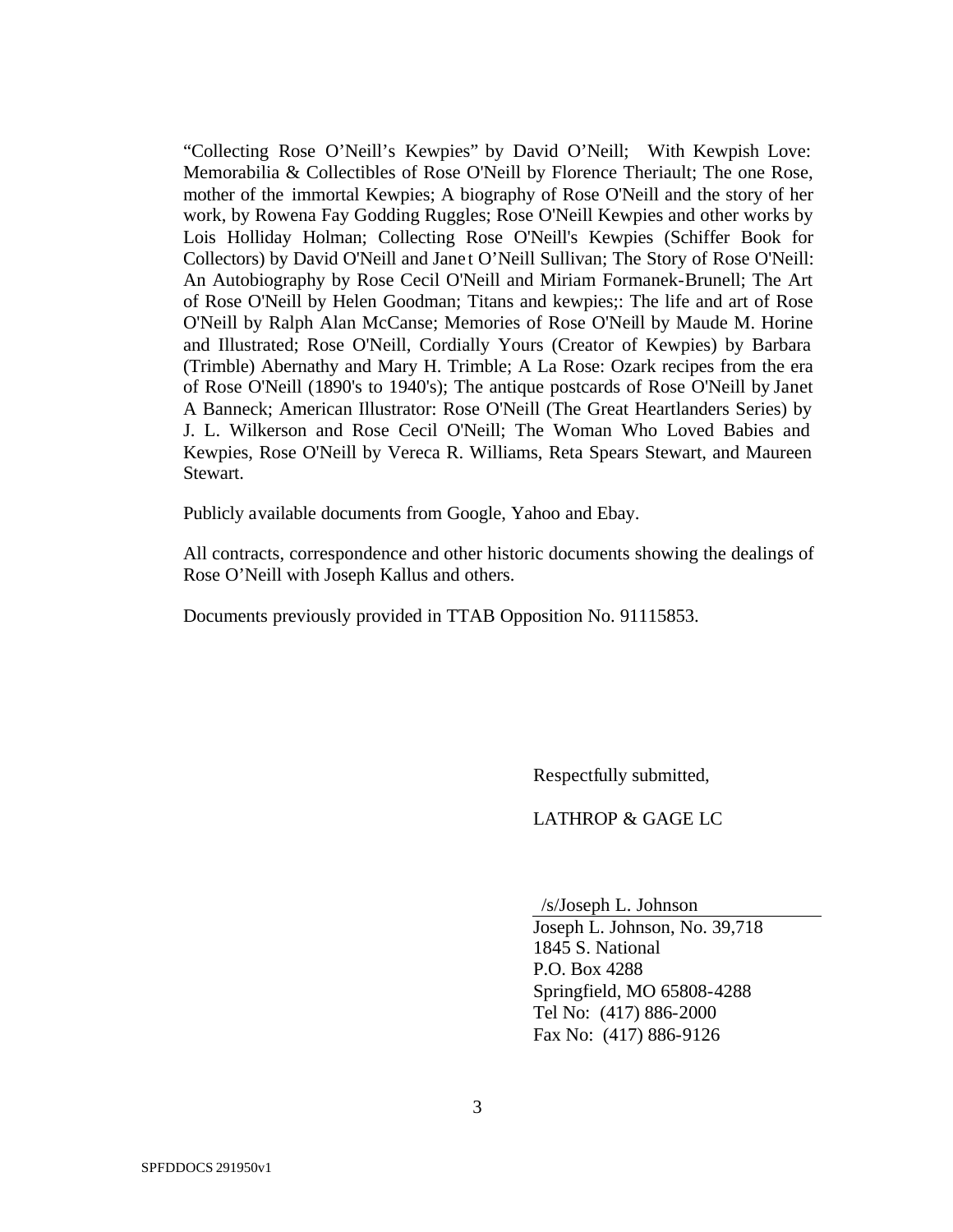"Collecting Rose O'Neill's Kewpies" by David O'Neill; With Kewpish Love: Memorabilia & Collectibles of Rose O'Neill by Florence Theriault; The one Rose, mother of the immortal Kewpies; A biography of Rose O'Neill and the story of her work, by Rowena Fay Godding Ruggles; Rose O'Neill Kewpies and other works by Lois Holliday Holman; Collecting Rose O'Neill's Kewpies (Schiffer Book for Collectors) by David O'Neill and Janet O'Neill Sullivan; The Story of Rose O'Neill: An Autobiography by Rose Cecil O'Neill and Miriam Formanek-Brunell; The Art of Rose O'Neill by Helen Goodman; Titans and kewpies;: The life and art of Rose O'Neill by Ralph Alan McCanse; Memories of Rose O'Neill by Maude M. Horine and Illustrated; Rose O'Neill, Cordially Yours (Creator of Kewpies) by Barbara (Trimble) Abernathy and Mary H. Trimble; A La Rose: Ozark recipes from the era of Rose O'Neill (1890's to 1940's); The antique postcards of Rose O'Neill by Janet A Banneck; American Illustrator: Rose O'Neill (The Great Heartlanders Series) by J. L. Wilkerson and Rose Cecil O'Neill; The Woman Who Loved Babies and Kewpies, Rose O'Neill by Vereca R. Williams, Reta Spears Stewart, and Maureen Stewart.

Publicly available documents from Google, Yahoo and Ebay.

All contracts, correspondence and other historic documents showing the dealings of Rose O'Neill with Joseph Kallus and others.

Documents previously provided in TTAB Opposition No. 91115853.

Respectfully submitted,

LATHROP & GAGE LC

/s/Joseph L. Johnson
Joseph L. Johnson, No. 39,718
1845 S. National
P.O. Box 4288
Springfield, MO 65808-4288
Tel No: (417) 886-2000
Fax No: (417) 886-9126

SPFDDOCS 291950v1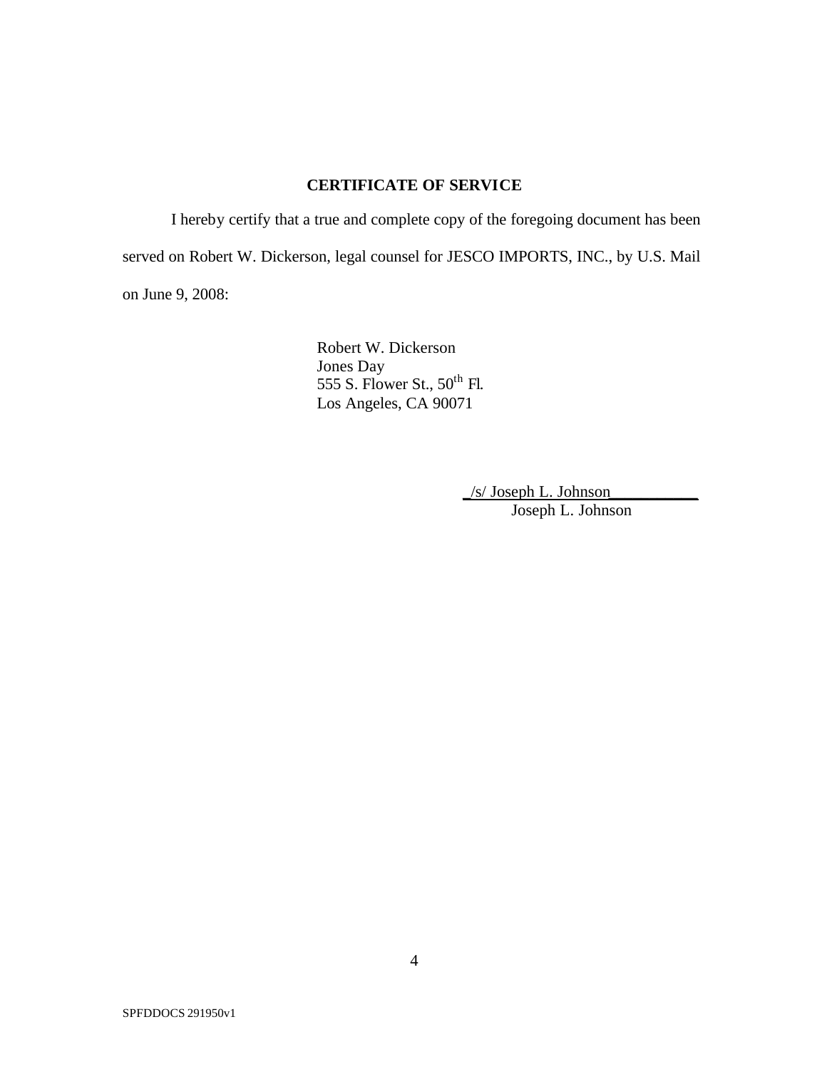## CERTIFICATE OF SERVICE

I hereby certify that a true and complete copy of the foregoing document has been served on Robert W. Dickerson, legal counsel for JESCO IMPORTS, INC., by U.S. Mail on June 9, 2008:

Robert W. Dickerson
Jones Day
555 S. Flower St., 50th Fl.
Los Angeles, CA 90071

/s/ Joseph L. Johnson
Joseph L. Johnson

SPFDDOCS 291950v1